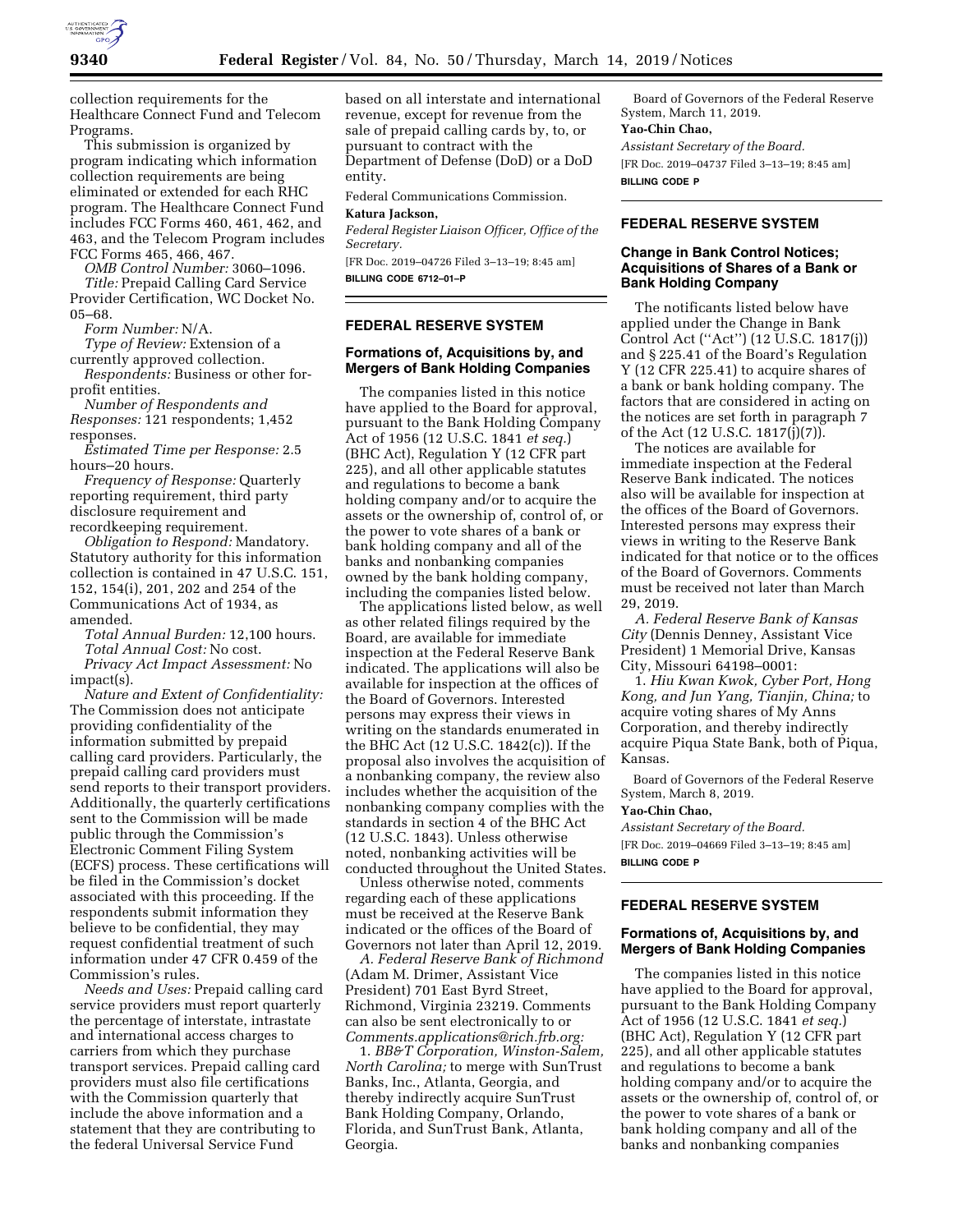collection requirements for the Healthcare Connect Fund and Telecom Programs.

This submission is organized by program indicating which information collection requirements are being eliminated or extended for each RHC program. The Healthcare Connect Fund includes FCC Forms 460, 461, 462, and 463, and the Telecom Program includes FCC Forms 465, 466, 467.

*OMB Control Number:* 3060–1096.

*Title:* Prepaid Calling Card Service Provider Certification, WC Docket No. 05–68.

*Form Number:* N/A.

*Type of Review:* Extension of a currently approved collection.

*Respondents:* Business or other for-profit entities.

*Number of Respondents and Responses:* 121 respondents; 1,452 responses.

*Estimated Time per Response:* 2.5 hours–20 hours.

*Frequency of Response:* Quarterly reporting requirement, third party disclosure requirement and recordkeeping requirement.

*Obligation to Respond:* Mandatory. Statutory authority for this information collection is contained in 47 U.S.C. 151, 152, 154(i), 201, 202 and 254 of the Communications Act of 1934, as amended.

*Total Annual Burden:* 12,100 hours.

*Total Annual Cost:* No cost.

*Privacy Act Impact Assessment:* No impact(s).

*Nature and Extent of Confidentiality:* The Commission does not anticipate providing confidentiality of the information submitted by prepaid calling card providers. Particularly, the prepaid calling card providers must send reports to their transport providers. Additionally, the quarterly certifications sent to the Commission will be made public through the Commission's Electronic Comment Filing System (ECFS) process. These certifications will be filed in the Commission's docket associated with this proceeding. If the respondents submit information they believe to be confidential, they may request confidential treatment of such information under 47 CFR 0.459 of the Commission's rules.

*Needs and Uses:* Prepaid calling card service providers must report quarterly the percentage of interstate, intrastate and international access charges to carriers from which they purchase transport services. Prepaid calling card providers must also file certifications with the Commission quarterly that include the above information and a statement that they are contributing to the federal Universal Service Fund based on all interstate and international revenue, except for revenue from the sale of prepaid calling cards by, to, or pursuant to contract with the Department of Defense (DoD) or a DoD entity.

Federal Communications Commission.

**Katura Jackson,**

*Federal Register Liaison Officer, Office of the Secretary.*

[FR Doc. 2019–04726 Filed 3–13–19; 8:45 am]

**BILLING CODE 6712–01–P**

## FEDERAL RESERVE SYSTEM

### Formations of, Acquisitions by, and Mergers of Bank Holding Companies

The companies listed in this notice have applied to the Board for approval, pursuant to the Bank Holding Company Act of 1956 (12 U.S.C. 1841 *et seq.*) (BHC Act), Regulation Y (12 CFR part 225), and all other applicable statutes and regulations to become a bank holding company and/or to acquire the assets or the ownership of, control of, or the power to vote shares of a bank or bank holding company and all of the banks and nonbanking companies owned by the bank holding company, including the companies listed below.

The applications listed below, as well as other related filings required by the Board, are available for immediate inspection at the Federal Reserve Bank indicated. The applications will also be available for inspection at the offices of the Board of Governors. Interested persons may express their views in writing on the standards enumerated in the BHC Act (12 U.S.C. 1842(c)). If the proposal also involves the acquisition of a nonbanking company, the review also includes whether the acquisition of the nonbanking company complies with the standards in section 4 of the BHC Act (12 U.S.C. 1843). Unless otherwise noted, nonbanking activities will be conducted throughout the United States.

Unless otherwise noted, comments regarding each of these applications must be received at the Reserve Bank indicated or the offices of the Board of Governors not later than April 12, 2019.

*A. Federal Reserve Bank of Richmond* (Adam M. Drimer, Assistant Vice President) 701 East Byrd Street, Richmond, Virginia 23219. Comments can also be sent electronically to or *Comments.applications@rich.frb.org:*

1. *BB&T Corporation, Winston-Salem, North Carolina;* to merge with SunTrust Banks, Inc., Atlanta, Georgia, and thereby indirectly acquire SunTrust Bank Holding Company, Orlando, Florida, and SunTrust Bank, Atlanta, Georgia.

Board of Governors of the Federal Reserve System, March 11, 2019.

**Yao-Chin Chao,**

*Assistant Secretary of the Board.*

[FR Doc. 2019–04737 Filed 3–13–19; 8:45 am]

**BILLING CODE P**

## FEDERAL RESERVE SYSTEM

### Change in Bank Control Notices; Acquisitions of Shares of a Bank or Bank Holding Company

The notificants listed below have applied under the Change in Bank Control Act (''Act'') (12 U.S.C. 1817(j)) and § 225.41 of the Board's Regulation Y (12 CFR 225.41) to acquire shares of a bank or bank holding company. The factors that are considered in acting on the notices are set forth in paragraph 7 of the Act (12 U.S.C. 1817(j)(7)).

The notices are available for immediate inspection at the Federal Reserve Bank indicated. The notices also will be available for inspection at the offices of the Board of Governors. Interested persons may express their views in writing to the Reserve Bank indicated for that notice or to the offices of the Board of Governors. Comments must be received not later than March 29, 2019.

*A. Federal Reserve Bank of Kansas City* (Dennis Denney, Assistant Vice President) 1 Memorial Drive, Kansas City, Missouri 64198–0001:

1. *Hiu Kwan Kwok, Cyber Port, Hong Kong, and Jun Yang, Tianjin, China;* to acquire voting shares of My Anns Corporation, and thereby indirectly acquire Piqua State Bank, both of Piqua, Kansas.

Board of Governors of the Federal Reserve System, March 8, 2019.

**Yao-Chin Chao,**

*Assistant Secretary of the Board.*

[FR Doc. 2019–04669 Filed 3–13–19; 8:45 am]

**BILLING CODE P**

## FEDERAL RESERVE SYSTEM

### Formations of, Acquisitions by, and Mergers of Bank Holding Companies

The companies listed in this notice have applied to the Board for approval, pursuant to the Bank Holding Company Act of 1956 (12 U.S.C. 1841 *et seq.*) (BHC Act), Regulation Y (12 CFR part 225), and all other applicable statutes and regulations to become a bank holding company and/or to acquire the assets or the ownership of, control of, or the power to vote shares of a bank or bank holding company and all of the banks and nonbanking companies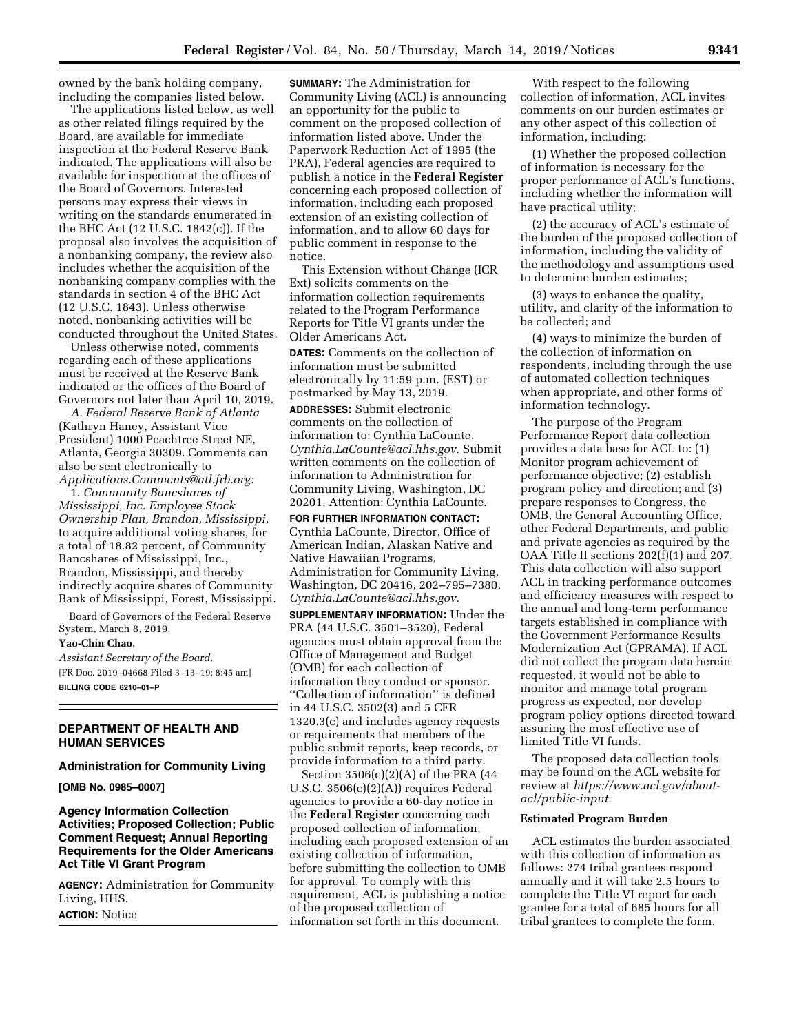owned by the bank holding company, including the companies listed below.

The applications listed below, as well as other related filings required by the Board, are available for immediate inspection at the Federal Reserve Bank indicated. The applications will also be available for inspection at the offices of the Board of Governors. Interested persons may express their views in writing on the standards enumerated in the BHC Act (12 U.S.C. 1842(c)). If the proposal also involves the acquisition of a nonbanking company, the review also includes whether the acquisition of the nonbanking company complies with the standards in section 4 of the BHC Act (12 U.S.C. 1843). Unless otherwise noted, nonbanking activities will be conducted throughout the United States.

Unless otherwise noted, comments regarding each of these applications must be received at the Reserve Bank indicated or the offices of the Board of Governors not later than April 10, 2019.

*A. Federal Reserve Bank of Atlanta* (Kathryn Haney, Assistant Vice President) 1000 Peachtree Street NE, Atlanta, Georgia 30309. Comments can also be sent electronically to *Applications.Comments@atl.frb.org:*

1. *Community Bancshares of Mississippi, Inc. Employee Stock Ownership Plan, Brandon, Mississippi,* to acquire additional voting shares, for a total of 18.82 percent, of Community Bancshares of Mississippi, Inc., Brandon, Mississippi, and thereby indirectly acquire shares of Community Bank of Mississippi, Forest, Mississippi.

Board of Governors of the Federal Reserve System, March 8, 2019.

**Yao-Chin Chao,**

*Assistant Secretary of the Board.*

[FR Doc. 2019–04668 Filed 3–13–19; 8:45 am]

**BILLING CODE 6210–01–P**

## DEPARTMENT OF HEALTH AND HUMAN SERVICES

### Administration for Community Living

**[OMB No. 0985–0007]**

### Agency Information Collection Activities; Proposed Collection; Public Comment Request; Annual Reporting Requirements for the Older Americans Act Title VI Grant Program

**AGENCY:** Administration for Community Living, HHS.

**ACTION:** Notice

**SUMMARY:** The Administration for Community Living (ACL) is announcing an opportunity for the public to comment on the proposed collection of information listed above. Under the Paperwork Reduction Act of 1995 (the PRA), Federal agencies are required to publish a notice in the **Federal Register** concerning each proposed collection of information, including each proposed extension of an existing collection of information, and to allow 60 days for public comment in response to the notice.

This Extension without Change (ICR Ext) solicits comments on the information collection requirements related to the Program Performance Reports for Title VI grants under the Older Americans Act.

**DATES:** Comments on the collection of information must be submitted electronically by 11:59 p.m. (EST) or postmarked by May 13, 2019.

**ADDRESSES:** Submit electronic comments on the collection of information to: Cynthia LaCounte, *Cynthia.LaCounte@acl.hhs.gov.* Submit written comments on the collection of information to Administration for Community Living, Washington, DC 20201, Attention: Cynthia LaCounte.

**FOR FURTHER INFORMATION CONTACT:** Cynthia LaCounte, Director, Office of American Indian, Alaskan Native and Native Hawaiian Programs, Administration for Community Living, Washington, DC 20416, 202–795–7380, *Cynthia.LaCounte@acl.hhs.gov.*

**SUPPLEMENTARY INFORMATION:** Under the PRA (44 U.S.C. 3501–3520), Federal agencies must obtain approval from the Office of Management and Budget (OMB) for each collection of information they conduct or sponsor. ''Collection of information'' is defined in 44 U.S.C. 3502(3) and 5 CFR 1320.3(c) and includes agency requests or requirements that members of the public submit reports, keep records, or provide information to a third party.

Section 3506(c)(2)(A) of the PRA (44 U.S.C. 3506(c)(2)(A)) requires Federal agencies to provide a 60-day notice in the **Federal Register** concerning each proposed collection of information, including each proposed extension of an existing collection of information, before submitting the collection to OMB for approval. To comply with this requirement, ACL is publishing a notice of the proposed collection of information set forth in this document.

With respect to the following collection of information, ACL invites comments on our burden estimates or any other aspect of this collection of information, including:

(1) Whether the proposed collection of information is necessary for the proper performance of ACL's functions, including whether the information will have practical utility;

(2) the accuracy of ACL's estimate of the burden of the proposed collection of information, including the validity of the methodology and assumptions used to determine burden estimates;

(3) ways to enhance the quality, utility, and clarity of the information to be collected; and

(4) ways to minimize the burden of the collection of information on respondents, including through the use of automated collection techniques when appropriate, and other forms of information technology.

The purpose of the Program Performance Report data collection provides a data base for ACL to: (1) Monitor program achievement of performance objective; (2) establish program policy and direction; and (3) prepare responses to Congress, the OMB, the General Accounting Office, other Federal Departments, and public and private agencies as required by the OAA Title II sections 202(f)(1) and 207. This data collection will also support ACL in tracking performance outcomes and efficiency measures with respect to the annual and long-term performance targets established in compliance with the Government Performance Results Modernization Act (GPRAMA). If ACL did not collect the program data herein requested, it would not be able to monitor and manage total program progress as expected, nor develop program policy options directed toward assuring the most effective use of limited Title VI funds.

The proposed data collection tools may be found on the ACL website for review at *https://www.acl.gov/about-acl/public-input.*

### Estimated Program Burden

ACL estimates the burden associated with this collection of information as follows: 274 tribal grantees respond annually and it will take 2.5 hours to complete the Title VI report for each grantee for a total of 685 hours for all tribal grantees to complete the form.